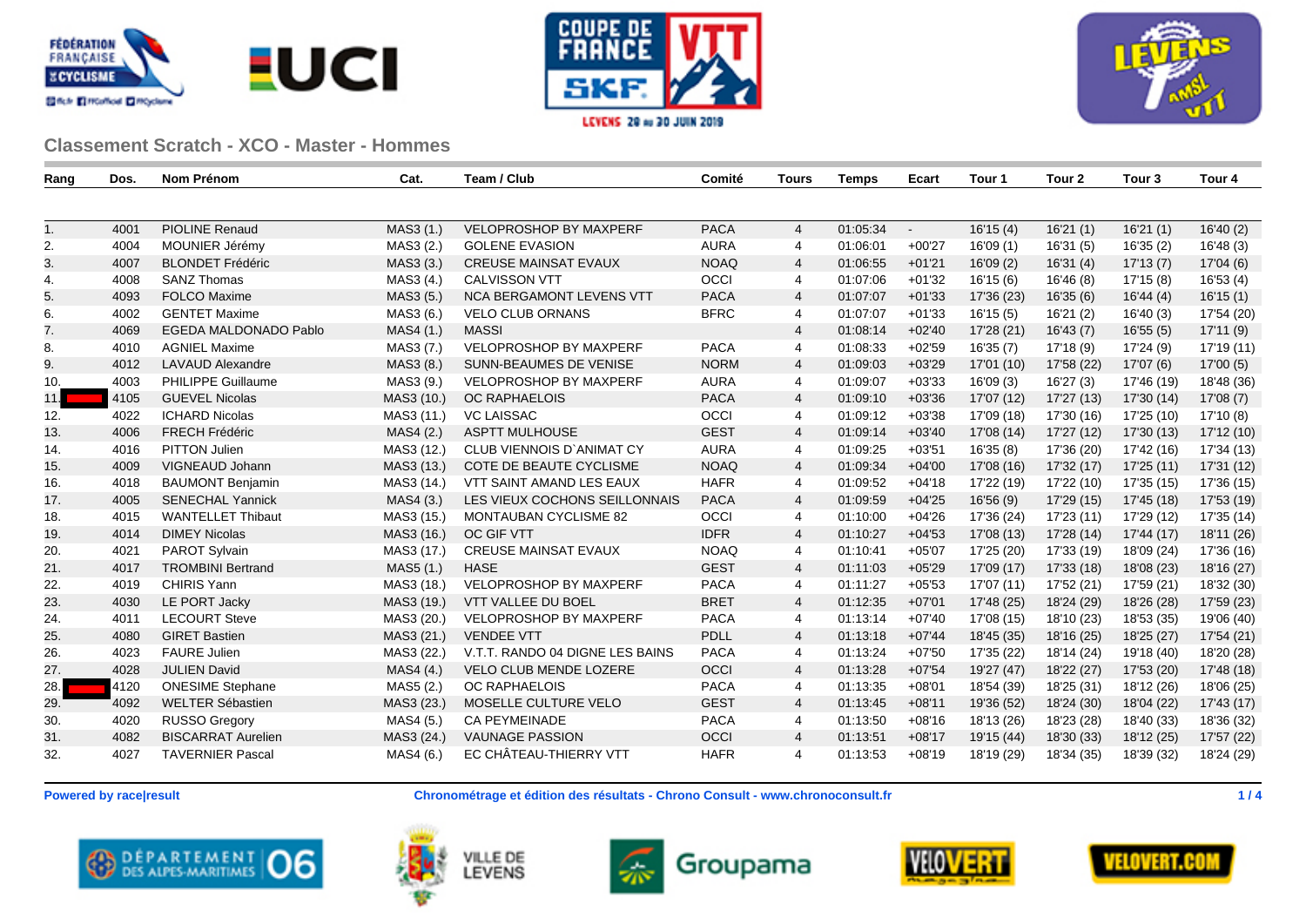## Classement Scratch - XCO - Master - Hommes

| Rang | Dos. | Nom Prénom | Cat. | Team / Club | Comité | Tours | Temps | Ecart | Tour 1 | Tour 2 | Tour 3 | Tour 4 |
|---|---|---|---|---|---|---|---|---|---|---|---|---|
| 1. | 4001 | PIOLINE Renaud | MAS3 (1.) | VELOPROSHOP BY MAXPERF | PACA | 4 | 01:05:34 | - | 16'15 (4) | 16'21 (1) | 16'21 (1) | 16'40 (2) |
| 2. | 4004 | MOUNIER Jérémy | MAS3 (2.) | GOLENE EVASION | AURA | 4 | 01:06:01 | +00'27 | 16'09 (1) | 16'31 (5) | 16'35 (2) | 16'48 (3) |
| 3. | 4007 | BLONDET Frédéric | MAS3 (3.) | CREUSE MAINSAT EVAUX | NOAQ | 4 | 01:06:55 | +01'21 | 16'09 (2) | 16'31 (4) | 17'13 (7) | 17'04 (6) |
| 4. | 4008 | SANZ Thomas | MAS3 (4.) | CALVISSON VTT | OCCI | 4 | 01:07:06 | +01'32 | 16'15 (6) | 16'46 (8) | 17'15 (8) | 16'53 (4) |
| 5. | 4093 | FOLCO Maxime | MAS3 (5.) | NCA BERGAMONT LEVENS VTT | PACA | 4 | 01:07:07 | +01'33 | 17'36 (23) | 16'35 (6) | 16'44 (4) | 16'15 (1) |
| 6. | 4002 | GENTET Maxime | MAS3 (6.) | VELO CLUB ORNANS | BFRC | 4 | 01:07:07 | +01'33 | 16'15 (5) | 16'21 (2) | 16'40 (3) | 17'54 (20) |
| 7. | 4069 | EGEDA MALDONADO Pablo | MAS4 (1.) | MASSI | | 4 | 01:08:14 | +02'40 | 17'28 (21) | 16'43 (7) | 16'55 (5) | 17'11 (9) |
| 8. | 4010 | AGNIEL Maxime | MAS3 (7.) | VELOPROSHOP BY MAXPERF | PACA | 4 | 01:08:33 | +02'59 | 16'35 (7) | 17'18 (9) | 17'24 (9) | 17'19 (11) |
| 9. | 4012 | LAVAUD Alexandre | MAS3 (8.) | SUNN-BEAUMES DE VENISE | NORM | 4 | 01:09:03 | +03'29 | 17'01 (10) | 17'58 (22) | 17'07 (6) | 17'00 (5) |
| 10. | 4003 | PHILIPPE Guillaume | MAS3 (9.) | VELOPROSHOP BY MAXPERF | AURA | 4 | 01:09:07 | +03'33 | 16'09 (3) | 16'27 (3) | 17'46 (19) | 18'48 (36) |
| 11. | 4105 | GUEVEL Nicolas | MAS3 (10.) | OC RAPHAELOIS | PACA | 4 | 01:09:10 | +03'36 | 17'07 (12) | 17'27 (13) | 17'30 (14) | 17'08 (7) |
| 12. | 4022 | ICHARD Nicolas | MAS3 (11.) | VC LAISSAC | OCCI | 4 | 01:09:12 | +03'38 | 17'09 (18) | 17'30 (16) | 17'25 (10) | 17'10 (8) |
| 13. | 4006 | FRECH Frédéric | MAS4 (2.) | ASPTT MULHOUSE | GEST | 4 | 01:09:14 | +03'40 | 17'08 (14) | 17'27 (12) | 17'30 (13) | 17'12 (10) |
| 14. | 4016 | PITTON Julien | MAS3 (12.) | CLUB VIENNOIS D`ANIMAT CY | AURA | 4 | 01:09:25 | +03'51 | 16'35 (8) | 17'36 (20) | 17'42 (16) | 17'34 (13) |
| 15. | 4009 | VIGNEAUD Johann | MAS3 (13.) | COTE DE BEAUTE CYCLISME | NOAQ | 4 | 01:09:34 | +04'00 | 17'08 (16) | 17'32 (17) | 17'25 (11) | 17'31 (12) |
| 16. | 4018 | BAUMONT Benjamin | MAS3 (14.) | VTT SAINT AMAND LES EAUX | HAFR | 4 | 01:09:52 | +04'18 | 17'22 (19) | 17'22 (10) | 17'35 (15) | 17'36 (15) |
| 17. | 4005 | SENECHAL Yannick | MAS4 (3.) | LES VIEUX COCHONS SEILLONNAIS | PACA | 4 | 01:09:59 | +04'25 | 16'56 (9) | 17'29 (15) | 17'45 (18) | 17'53 (19) |
| 18. | 4015 | WANTELLET Thibaut | MAS3 (15.) | MONTAUBAN CYCLISME 82 | OCCI | 4 | 01:10:00 | +04'26 | 17'36 (24) | 17'23 (11) | 17'29 (12) | 17'35 (14) |
| 19. | 4014 | DIMEY Nicolas | MAS3 (16.) | OC GIF VTT | IDFR | 4 | 01:10:27 | +04'53 | 17'08 (13) | 17'28 (14) | 17'44 (17) | 18'11 (26) |
| 20. | 4021 | PAROT Sylvain | MAS3 (17.) | CREUSE MAINSAT EVAUX | NOAQ | 4 | 01:10:41 | +05'07 | 17'25 (20) | 17'33 (19) | 18'09 (24) | 17'36 (16) |
| 21. | 4017 | TROMBINI Bertrand | MAS5 (1.) | HASE | GEST | 4 | 01:11:03 | +05'29 | 17'09 (17) | 17'33 (18) | 18'08 (23) | 18'16 (27) |
| 22. | 4019 | CHIRIS Yann | MAS3 (18.) | VELOPROSHOP BY MAXPERF | PACA | 4 | 01:11:27 | +05'53 | 17'07 (11) | 17'52 (21) | 17'59 (21) | 18'32 (30) |
| 23. | 4030 | LE PORT Jacky | MAS3 (19.) | VTT VALLEE DU BOEL | BRET | 4 | 01:12:35 | +07'01 | 17'48 (25) | 18'24 (29) | 18'26 (28) | 17'59 (23) |
| 24. | 4011 | LECOURT Steve | MAS3 (20.) | VELOPROSHOP BY MAXPERF | PACA | 4 | 01:13:14 | +07'40 | 17'08 (15) | 18'10 (23) | 18'53 (35) | 19'06 (40) |
| 25. | 4080 | GIRET Bastien | MAS3 (21.) | VENDEE VTT | PDLL | 4 | 01:13:18 | +07'44 | 18'45 (35) | 18'16 (25) | 18'25 (27) | 17'54 (21) |
| 26. | 4023 | FAURE Julien | MAS3 (22.) | V.T.T. RANDO 04 DIGNE LES BAINS | PACA | 4 | 01:13:24 | +07'50 | 17'35 (22) | 18'14 (24) | 19'18 (40) | 18'20 (28) |
| 27. | 4028 | JULIEN David | MAS4 (4.) | VELO CLUB MENDE LOZERE | OCCI | 4 | 01:13:28 | +07'54 | 19'27 (47) | 18'22 (27) | 17'53 (20) | 17'48 (18) |
| 28. | 4120 | ONESIME Stephane | MAS5 (2.) | OC RAPHAELOIS | PACA | 4 | 01:13:35 | +08'01 | 18'54 (39) | 18'25 (31) | 18'12 (26) | 18'06 (25) |
| 29. | 4092 | WELTER Sébastien | MAS3 (23.) | MOSELLE CULTURE VELO | GEST | 4 | 01:13:45 | +08'11 | 19'36 (52) | 18'24 (30) | 18'04 (22) | 17'43 (17) |
| 30. | 4020 | RUSSO Gregory | MAS4 (5.) | CA PEYMEINADE | PACA | 4 | 01:13:50 | +08'16 | 18'13 (26) | 18'23 (28) | 18'40 (33) | 18'36 (32) |
| 31. | 4082 | BISCARRAT Aurelien | MAS3 (24.) | VAUNAGE PASSION | OCCI | 4 | 01:13:51 | +08'17 | 19'15 (44) | 18'30 (33) | 18'12 (25) | 17'57 (22) |
| 32. | 4027 | TAVERNIER Pascal | MAS4 (6.) | EC CHÂTEAU-THIERRY VTT | HAFR | 4 | 01:13:53 | +08'19 | 18'19 (29) | 18'34 (35) | 18'39 (32) | 18'24 (29) |

**Powered by race|result** — **Chronométrage et édition des résultats - Chrono Consult - www.chronoconsult.fr**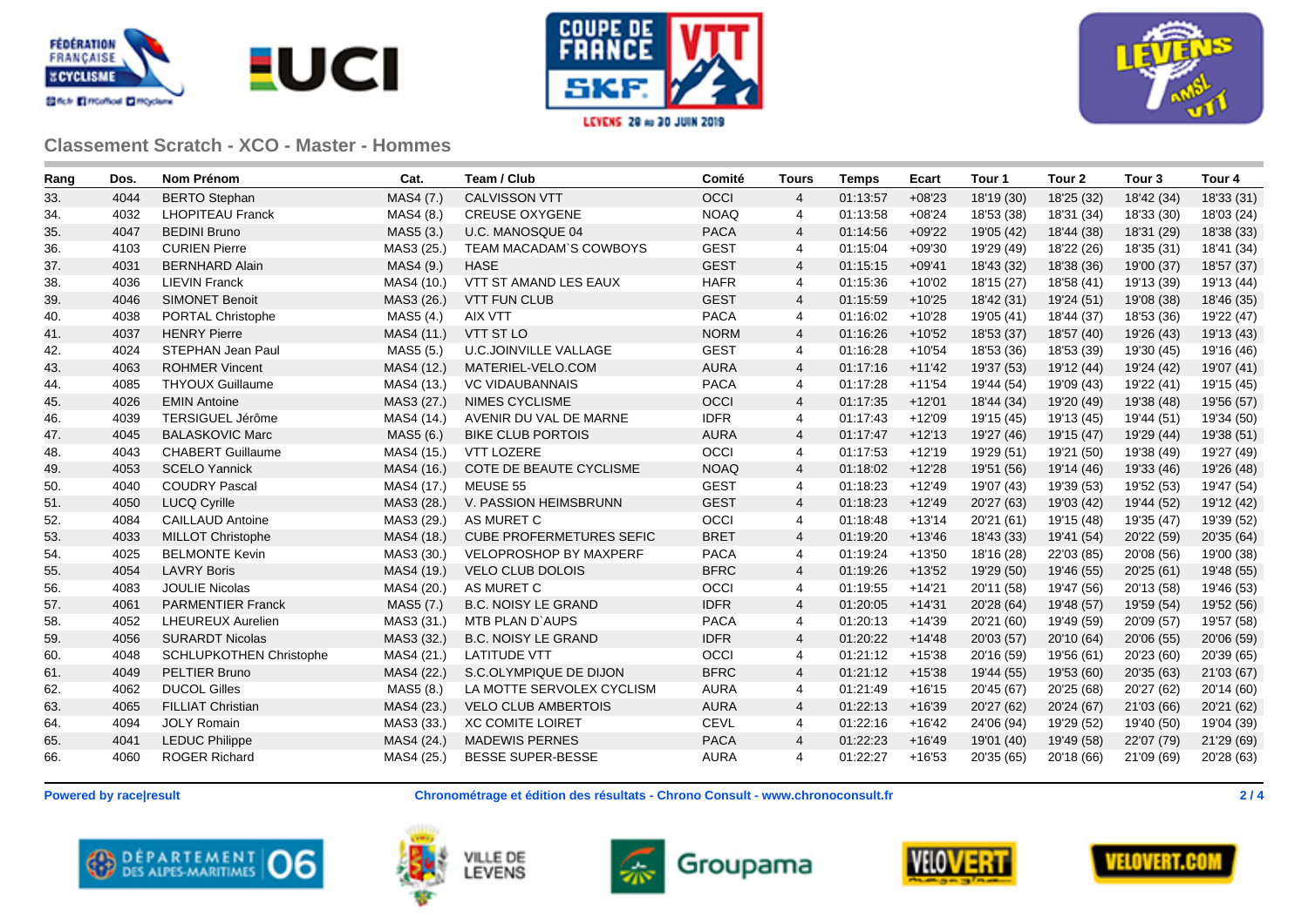## Classement Scratch - XCO - Master - Hommes

| Rang | Dos. | Nom Prénom | Cat. | Team / Club | Comité | Tours | Temps | Ecart | Tour 1 | Tour 2 | Tour 3 | Tour 4 |
|---|---|---|---|---|---|---|---|---|---|---|---|---|
| 33. | 4044 | BERTO Stephan | MAS4 (7.) | CALVISSON VTT | OCCI | 4 | 01:13:57 | +08'23 | 18'19 (30) | 18'25 (32) | 18'42 (34) | 18'33 (31) |
| 34. | 4032 | LHOPITEAU Franck | MAS4 (8.) | CREUSE OXYGENE | NOAQ | 4 | 01:13:58 | +08'24 | 18'53 (38) | 18'31 (34) | 18'33 (30) | 18'03 (24) |
| 35. | 4047 | BEDINI Bruno | MAS5 (3.) | U.C. MANOSQUE 04 | PACA | 4 | 01:14:56 | +09'22 | 19'05 (42) | 18'44 (38) | 18'31 (29) | 18'38 (33) |
| 36. | 4103 | CURIEN Pierre | MAS3 (25.) | TEAM MACADAM`S COWBOYS | GEST | 4 | 01:15:04 | +09'30 | 19'29 (49) | 18'22 (26) | 18'35 (31) | 18'41 (34) |
| 37. | 4031 | BERNHARD Alain | MAS4 (9.) | HASE | GEST | 4 | 01:15:15 | +09'41 | 18'43 (32) | 18'38 (36) | 19'00 (37) | 18'57 (37) |
| 38. | 4036 | LIEVIN Franck | MAS4 (10.) | VTT ST AMAND LES EAUX | HAFR | 4 | 01:15:36 | +10'02 | 18'15 (27) | 18'58 (41) | 19'13 (39) | 19'13 (44) |
| 39. | 4046 | SIMONET Benoit | MAS3 (26.) | VTT FUN CLUB | GEST | 4 | 01:15:59 | +10'25 | 18'42 (31) | 19'24 (51) | 19'08 (38) | 18'46 (35) |
| 40. | 4038 | PORTAL Christophe | MAS5 (4.) | AIX VTT | PACA | 4 | 01:16:02 | +10'28 | 19'05 (41) | 18'44 (37) | 18'53 (36) | 19'22 (47) |
| 41. | 4037 | HENRY Pierre | MAS4 (11.) | VTT ST LO | NORM | 4 | 01:16:26 | +10'52 | 18'53 (37) | 18'57 (40) | 19'26 (43) | 19'13 (43) |
| 42. | 4024 | STEPHAN Jean Paul | MAS5 (5.) | U.C.JOINVILLE VALLAGE | GEST | 4 | 01:16:28 | +10'54 | 18'53 (36) | 18'53 (39) | 19'30 (45) | 19'16 (46) |
| 43. | 4063 | ROHMER Vincent | MAS4 (12.) | MATERIEL-VELO.COM | AURA | 4 | 01:17:16 | +11'42 | 19'37 (53) | 19'12 (44) | 19'24 (42) | 19'07 (41) |
| 44. | 4085 | THYOUX Guillaume | MAS4 (13.) | VC VIDAUBANNAIS | PACA | 4 | 01:17:28 | +11'54 | 19'44 (54) | 19'09 (43) | 19'22 (41) | 19'15 (45) |
| 45. | 4026 | EMIN Antoine | MAS3 (27.) | NIMES CYCLISME | OCCI | 4 | 01:17:35 | +12'01 | 18'44 (34) | 19'20 (49) | 19'38 (48) | 19'56 (57) |
| 46. | 4039 | TERSIGUEL Jérôme | MAS4 (14.) | AVENIR DU VAL DE MARNE | IDFR | 4 | 01:17:43 | +12'09 | 19'15 (45) | 19'13 (45) | 19'44 (51) | 19'34 (50) |
| 47. | 4045 | BALASKOVIC Marc | MAS5 (6.) | BIKE CLUB PORTOIS | AURA | 4 | 01:17:47 | +12'13 | 19'27 (46) | 19'15 (47) | 19'29 (44) | 19'38 (51) |
| 48. | 4043 | CHABERT Guillaume | MAS4 (15.) | VTT LOZERE | OCCI | 4 | 01:17:53 | +12'19 | 19'29 (51) | 19'21 (50) | 19'38 (49) | 19'27 (49) |
| 49. | 4053 | SCELO Yannick | MAS4 (16.) | COTE DE BEAUTE CYCLISME | NOAQ | 4 | 01:18:02 | +12'28 | 19'51 (56) | 19'14 (46) | 19'33 (46) | 19'26 (48) |
| 50. | 4040 | COUDRY Pascal | MAS4 (17.) | MEUSE 55 | GEST | 4 | 01:18:23 | +12'49 | 19'07 (43) | 19'39 (53) | 19'52 (53) | 19'47 (54) |
| 51. | 4050 | LUCQ Cyrille | MAS3 (28.) | V. PASSION HEIMSBRUNN | GEST | 4 | 01:18:23 | +12'49 | 20'27 (63) | 19'03 (42) | 19'44 (52) | 19'12 (42) |
| 52. | 4084 | CAILLAUD Antoine | MAS3 (29.) | AS MURET C | OCCI | 4 | 01:18:48 | +13'14 | 20'21 (61) | 19'15 (48) | 19'35 (47) | 19'39 (52) |
| 53. | 4033 | MILLOT Christophe | MAS4 (18.) | CUBE PROFERMETURES SEFIC | BRET | 4 | 01:19:20 | +13'46 | 18'43 (33) | 19'41 (54) | 20'22 (59) | 20'35 (64) |
| 54. | 4025 | BELMONTE Kevin | MAS3 (30.) | VELOPROSHOP BY MAXPERF | PACA | 4 | 01:19:24 | +13'50 | 18'16 (28) | 22'03 (85) | 20'08 (56) | 19'00 (38) |
| 55. | 4054 | LAVRY Boris | MAS4 (19.) | VELO CLUB DOLOIS | BFRC | 4 | 01:19:26 | +13'52 | 19'29 (50) | 19'46 (55) | 20'25 (61) | 19'48 (55) |
| 56. | 4083 | JOULIE Nicolas | MAS4 (20.) | AS MURET C | OCCI | 4 | 01:19:55 | +14'21 | 20'11 (58) | 19'47 (56) | 20'13 (58) | 19'46 (53) |
| 57. | 4061 | PARMENTIER Franck | MAS5 (7.) | B.C. NOISY LE GRAND | IDFR | 4 | 01:20:05 | +14'31 | 20'28 (64) | 19'48 (57) | 19'59 (54) | 19'52 (56) |
| 58. | 4052 | LHEUREUX Aurelien | MAS3 (31.) | MTB PLAN D`AUPS | PACA | 4 | 01:20:13 | +14'39 | 20'21 (60) | 19'49 (59) | 20'09 (57) | 19'57 (58) |
| 59. | 4056 | SURARDT Nicolas | MAS3 (32.) | B.C. NOISY LE GRAND | IDFR | 4 | 01:20:22 | +14'48 | 20'03 (57) | 20'10 (64) | 20'06 (55) | 20'06 (59) |
| 60. | 4048 | SCHLUPKOTHEN Christophe | MAS4 (21.) | LATITUDE VTT | OCCI | 4 | 01:21:12 | +15'38 | 20'16 (59) | 19'56 (61) | 20'23 (60) | 20'39 (65) |
| 61. | 4049 | PELTIER Bruno | MAS4 (22.) | S.C.OLYMPIQUE DE DIJON | BFRC | 4 | 01:21:12 | +15'38 | 19'44 (55) | 19'53 (60) | 20'35 (63) | 21'03 (67) |
| 62. | 4062 | DUCOL Gilles | MAS5 (8.) | LA MOTTE SERVOLEX CYCLISM | AURA | 4 | 01:21:49 | +16'15 | 20'45 (67) | 20'25 (68) | 20'27 (62) | 20'14 (60) |
| 63. | 4065 | FILLIAT Christian | MAS4 (23.) | VELO CLUB AMBERTOIS | AURA | 4 | 01:22:13 | +16'39 | 20'27 (62) | 20'24 (67) | 21'03 (66) | 20'21 (62) |
| 64. | 4094 | JOLY Romain | MAS3 (33.) | XC COMITE LOIRET | CEVL | 4 | 01:22:16 | +16'42 | 24'06 (94) | 19'29 (52) | 19'40 (50) | 19'04 (39) |
| 65. | 4041 | LEDUC Philippe | MAS4 (24.) | MADEWIS PERNES | PACA | 4 | 01:22:23 | +16'49 | 19'01 (40) | 19'49 (58) | 22'07 (79) | 21'29 (69) |
| 66. | 4060 | ROGER Richard | MAS4 (25.) | BESSE SUPER-BESSE | AURA | 4 | 01:22:27 | +16'53 | 20'35 (65) | 20'18 (66) | 21'09 (69) | 20'28 (63) |

**Powered by race|result** **Chronométrage et édition des résultats - Chrono Consult - www.chronoconsult.fr**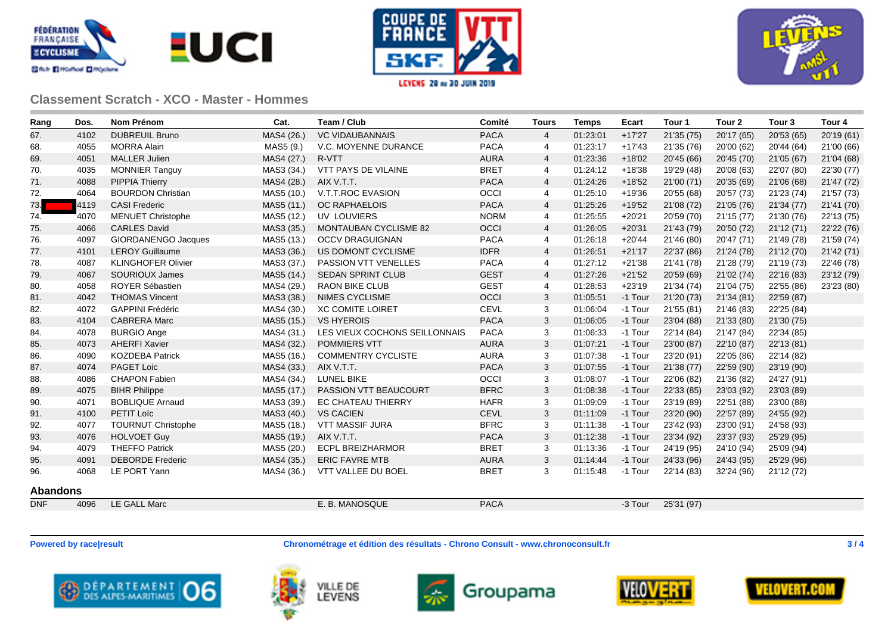## Classement Scratch - XCO - Master - Hommes

| Rang | Dos. | Nom Prénom | Cat. | Team / Club | Comité | Tours | Temps | Ecart | Tour 1 | Tour 2 | Tour 3 | Tour 4 |
|---|---|---|---|---|---|---|---|---|---|---|---|---|
| 67. | 4102 | DUBREUIL Bruno | MAS4 (26.) | VC VIDAUBANNAIS | PACA | 4 | 01:23:01 | +17'27 | 21'35 (75) | 20'17 (65) | 20'53 (65) | 20'19 (61) |
| 68. | 4055 | MORRA Alain | MAS5 (9.) | V.C. MOYENNE DURANCE | PACA | 4 | 01:23:17 | +17'43 | 21'35 (76) | 20'00 (62) | 20'44 (64) | 21'00 (66) |
| 69. | 4051 | MALLER Julien | MAS4 (27.) | R-VTT | AURA | 4 | 01:23:36 | +18'02 | 20'45 (66) | 20'45 (70) | 21'05 (67) | 21'04 (68) |
| 70. | 4035 | MONNIER Tanguy | MAS3 (34.) | VTT PAYS DE VILAINE | BRET | 4 | 01:24:12 | +18'38 | 19'29 (48) | 20'08 (63) | 22'07 (80) | 22'30 (77) |
| 71. | 4088 | PIPPIA Thierry | MAS4 (28.) | AIX V.T.T. | PACA | 4 | 01:24:26 | +18'52 | 21'00 (71) | 20'35 (69) | 21'06 (68) | 21'47 (72) |
| 72. | 4064 | BOURDON Christian | MAS5 (10.) | V.T.T.ROC EVASION | OCCI | 4 | 01:25:10 | +19'36 | 20'55 (68) | 20'57 (73) | 21'23 (74) | 21'57 (73) |
| 73. | 4119 | CASI Frederic | MAS5 (11.) | OC RAPHAELOIS | PACA | 4 | 01:25:26 | +19'52 | 21'08 (72) | 21'05 (76) | 21'34 (77) | 21'41 (70) |
| 74. | 4070 | MENUET Christophe | MAS5 (12.) | UV LOUVIERS | NORM | 4 | 01:25:55 | +20'21 | 20'59 (70) | 21'15 (77) | 21'30 (76) | 22'13 (75) |
| 75. | 4066 | CARLES David | MAS3 (35.) | MONTAUBAN CYCLISME 82 | OCCI | 4 | 01:26:05 | +20'31 | 21'43 (79) | 20'50 (72) | 21'12 (71) | 22'22 (76) |
| 76. | 4097 | GIORDANENGO Jacques | MAS5 (13.) | OCCV DRAGUIGNAN | PACA | 4 | 01:26:18 | +20'44 | 21'46 (80) | 20'47 (71) | 21'49 (78) | 21'59 (74) |
| 77. | 4101 | LEROY Guillaume | MAS3 (36.) | US DOMONT CYCLISME | IDFR | 4 | 01:26:51 | +21'17 | 22'37 (86) | 21'24 (78) | 21'12 (70) | 21'42 (71) |
| 78. | 4087 | KLINGHOFER Olivier | MAS3 (37.) | PASSION VTT VENELLES | PACA | 4 | 01:27:12 | +21'38 | 21'41 (78) | 21'28 (79) | 21'19 (73) | 22'46 (78) |
| 79. | 4067 | SOURIOUX James | MAS5 (14.) | SEDAN SPRINT CLUB | GEST | 4 | 01:27:26 | +21'52 | 20'59 (69) | 21'02 (74) | 22'16 (83) | 23'12 (79) |
| 80. | 4058 | ROYER Sébastien | MAS4 (29.) | RAON BIKE CLUB | GEST | 4 | 01:28:53 | +23'19 | 21'34 (74) | 21'04 (75) | 22'55 (86) | 23'23 (80) |
| 81. | 4042 | THOMAS Vincent | MAS3 (38.) | NIMES CYCLISME | OCCI | 3 | 01:05:51 | -1 Tour | 21'20 (73) | 21'34 (81) | 22'59 (87) | |
| 82. | 4072 | GAPPINI Frédéric | MAS4 (30.) | XC COMITE LOIRET | CEVL | 3 | 01:06:04 | -1 Tour | 21'55 (81) | 21'46 (83) | 22'25 (84) | |
| 83. | 4104 | CABRERA Marc | MAS5 (15.) | VS HYEROIS | PACA | 3 | 01:06:05 | -1 Tour | 23'04 (88) | 21'33 (80) | 21'30 (75) | |
| 84. | 4078 | BURGIO Ange | MAS4 (31.) | LES VIEUX COCHONS SEILLONNAIS | PACA | 3 | 01:06:33 | -1 Tour | 22'14 (84) | 21'47 (84) | 22'34 (85) | |
| 85. | 4073 | AHERFI Xavier | MAS4 (32.) | POMMIERS VTT | AURA | 3 | 01:07:21 | -1 Tour | 23'00 (87) | 22'10 (87) | 22'13 (81) | |
| 86. | 4090 | KOZDEBA Patrick | MAS5 (16.) | COMMENTRY CYCLISTE | AURA | 3 | 01:07:38 | -1 Tour | 23'20 (91) | 22'05 (86) | 22'14 (82) | |
| 87. | 4074 | PAGET Loic | MAS4 (33.) | AIX V.T.T. | PACA | 3 | 01:07:55 | -1 Tour | 21'38 (77) | 22'59 (90) | 23'19 (90) | |
| 88. | 4086 | CHAPON Fabien | MAS4 (34.) | LUNEL BIKE | OCCI | 3 | 01:08:07 | -1 Tour | 22'06 (82) | 21'36 (82) | 24'27 (91) | |
| 89. | 4075 | BIHR Philippe | MAS5 (17.) | PASSION VTT BEAUCOURT | BFRC | 3 | 01:08:38 | -1 Tour | 22'33 (85) | 23'03 (92) | 23'03 (89) | |
| 90. | 4071 | BOBLIQUE Arnaud | MAS3 (39.) | EC CHATEAU THIERRY | HAFR | 3 | 01:09:09 | -1 Tour | 23'19 (89) | 22'51 (88) | 23'00 (88) | |
| 91. | 4100 | PETIT Loïc | MAS3 (40.) | VS CACIEN | CEVL | 3 | 01:11:09 | -1 Tour | 23'20 (90) | 22'57 (89) | 24'55 (92) | |
| 92. | 4077 | TOURNUT Christophe | MAS5 (18.) | VTT MASSIF JURA | BFRC | 3 | 01:11:38 | -1 Tour | 23'42 (93) | 23'00 (91) | 24'58 (93) | |
| 93. | 4076 | HOLVOET Guy | MAS5 (19.) | AIX V.T.T. | PACA | 3 | 01:12:38 | -1 Tour | 23'34 (92) | 23'37 (93) | 25'29 (95) | |
| 94. | 4079 | THEFFO Patrick | MAS5 (20.) | ECPL BREIZHARMOR | BRET | 3 | 01:13:36 | -1 Tour | 24'19 (95) | 24'10 (94) | 25'09 (94) | |
| 95. | 4091 | DEBORDE Frederic | MAS4 (35.) | ERIC FAVRE MTB | AURA | 3 | 01:14:44 | -1 Tour | 24'33 (96) | 24'43 (95) | 25'29 (96) | |
| 96. | 4068 | LE PORT Yann | MAS4 (36.) | VTT VALLEE DU BOEL | BRET | 3 | 01:15:48 | -1 Tour | 22'14 (83) | 32'24 (96) | 21'12 (72) | |

### Abandons

| Rang | Dos. | Nom Prénom | Cat. | Team / Club | Comité | Tours | Temps | Ecart | Tour 1 | Tour 2 | Tour 3 | Tour 4 |
|---|---|---|---|---|---|---|---|---|---|---|---|---|
| DNF | 4096 | LE GALL Marc | | E. B. MANOSQUE | PACA | | | -3 Tour | 25'31 (97) | | | |

**Powered by race|result** — **Chronométrage et édition des résultats - Chrono Consult - www.chronoconsult.fr**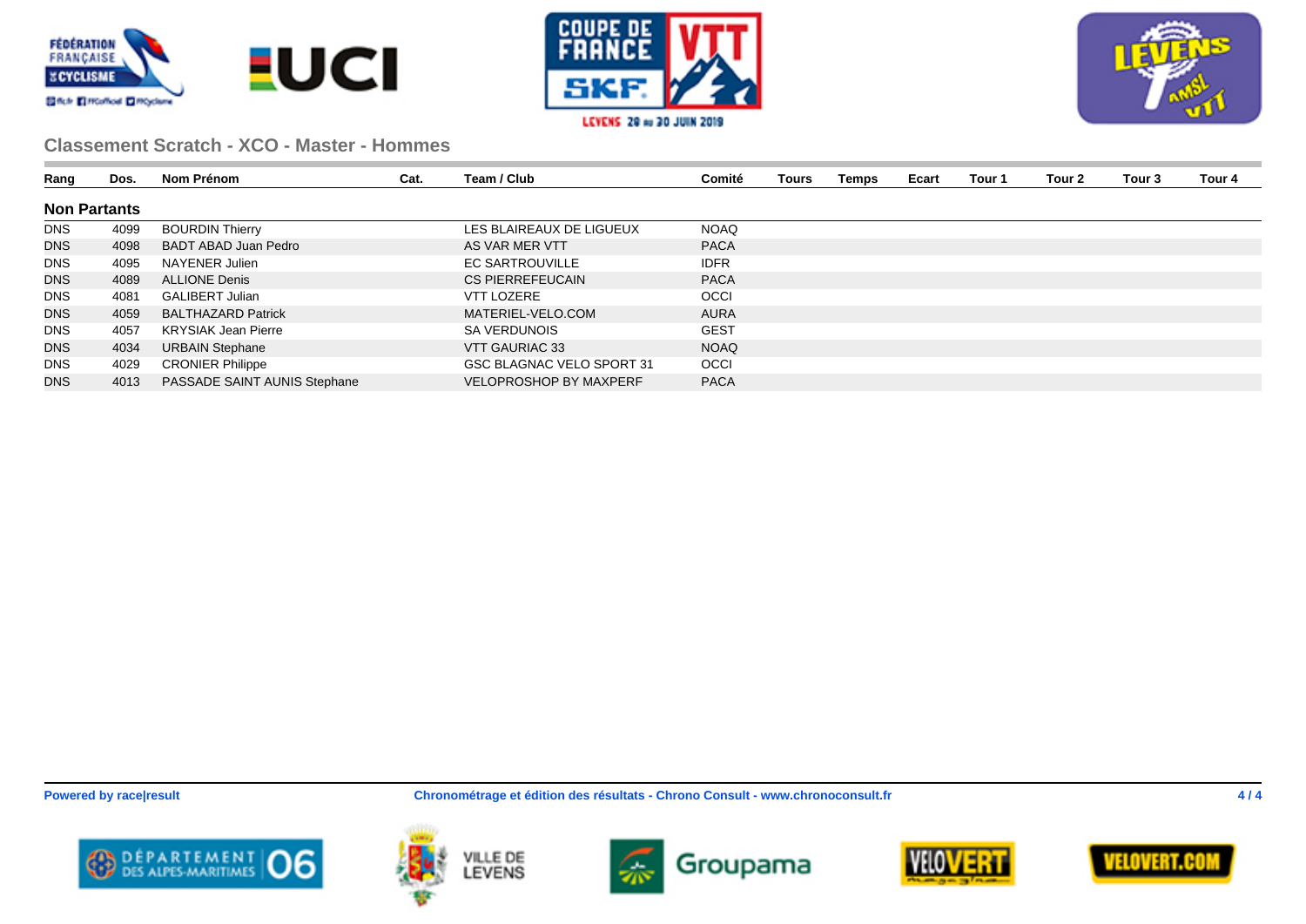## Classement Scratch - XCO - Master - Hommes

| Rang | Dos. | Nom Prénom | Cat. | Team / Club | Comité | Tours | Temps | Ecart | Tour 1 | Tour 2 | Tour 3 | Tour 4 |
|---|---|---|---|---|---|---|---|---|---|---|---|---|
| **Non Partants** | | | | | | | | | | | | |
| DNS | 4099 | BOURDIN Thierry | | LES BLAIREAUX DE LIGUEUX | NOAQ | | | | | | | |
| DNS | 4098 | BADT ABAD Juan Pedro | | AS VAR MER VTT | PACA | | | | | | | |
| DNS | 4095 | NAYENER Julien | | EC SARTROUVILLE | IDFR | | | | | | | |
| DNS | 4089 | ALLIONE Denis | | CS PIERREFEUCAIN | PACA | | | | | | | |
| DNS | 4081 | GALIBERT Julian | | VTT LOZERE | OCCI | | | | | | | |
| DNS | 4059 | BALTHAZARD Patrick | | MATERIEL-VELO.COM | AURA | | | | | | | |
| DNS | 4057 | KRYSIAK Jean Pierre | | SA VERDUNOIS | GEST | | | | | | | |
| DNS | 4034 | URBAIN Stephane | | VTT GAURIAC 33 | NOAQ | | | | | | | |
| DNS | 4029 | CRONIER Philippe | | GSC BLAGNAC VELO SPORT 31 | OCCI | | | | | | | |
| DNS | 4013 | PASSADE SAINT AUNIS Stephane | | VELOPROSHOP BY MAXPERF | PACA | | | | | | | |